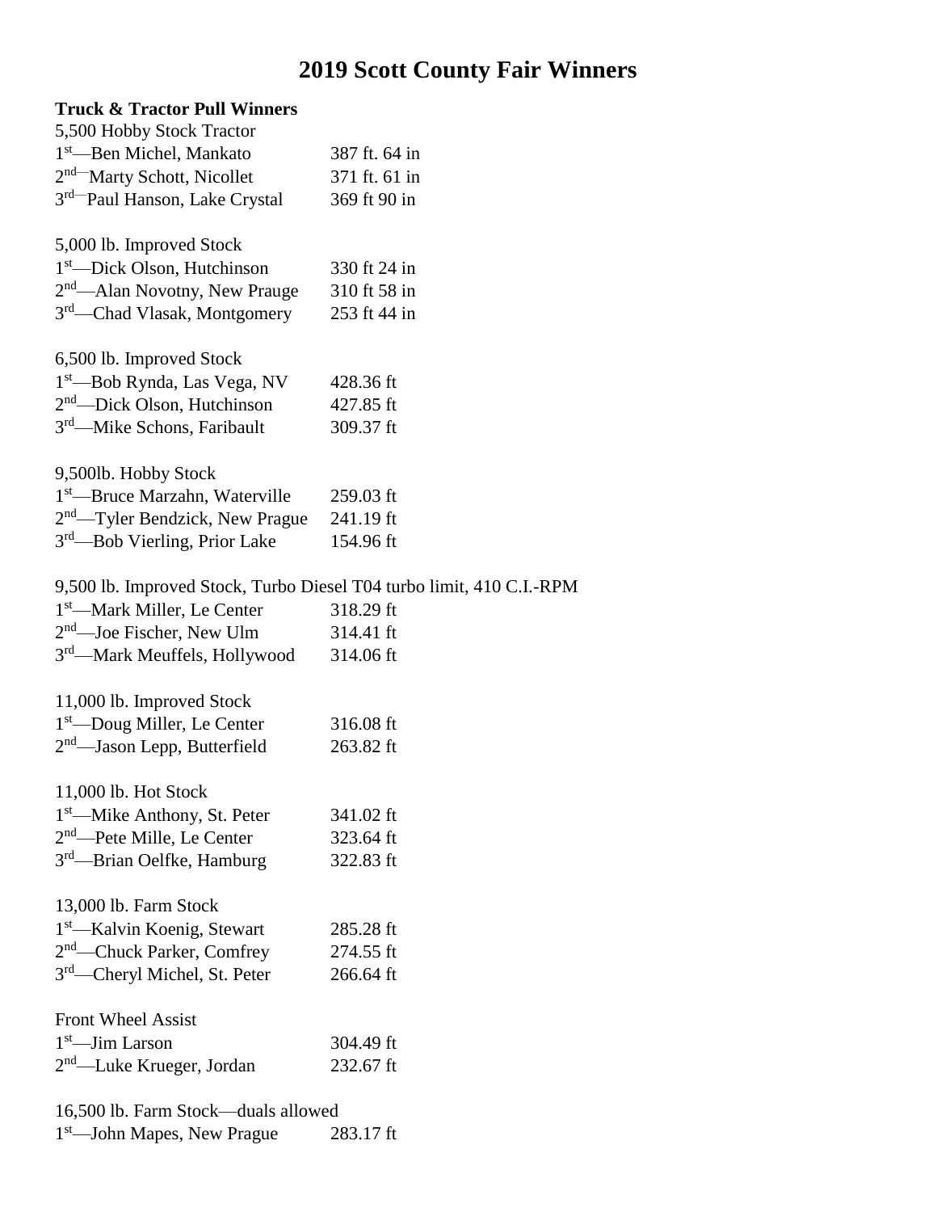# 2019 Scott County Fair Winners

**Truck & Tractor Pull Winners**

5,500 Hobby Stock Tractor

| | |
|---|---|
| 1st—Ben Michel, Mankato | 387 ft. 64 in |
| 2nd—Marty Schott, Nicollet | 371 ft. 61 in |
| 3rd—Paul Hanson, Lake Crystal | 369 ft 90 in |

5,000 lb. Improved Stock

| | |
|---|---|
| 1st—Dick Olson, Hutchinson | 330 ft 24 in |
| 2nd—Alan Novotny, New Prauge | 310 ft 58 in |
| 3rd—Chad Vlasak, Montgomery | 253 ft 44 in |

6,500 lb. Improved Stock

| | |
|---|---|
| 1st—Bob Rynda, Las Vega, NV | 428.36 ft |
| 2nd—Dick Olson, Hutchinson | 427.85 ft |
| 3rd—Mike Schons, Faribault | 309.37 ft |

9,500lb. Hobby Stock

| | |
|---|---|
| 1st—Bruce Marzahn, Waterville | 259.03 ft |
| 2nd—Tyler Bendzick, New Prague | 241.19 ft |
| 3rd—Bob Vierling, Prior Lake | 154.96 ft |

9,500 lb. Improved Stock, Turbo Diesel T04 turbo limit, 410 C.I.-RPM

| | |
|---|---|
| 1st—Mark Miller, Le Center | 318.29 ft |
| 2nd—Joe Fischer, New Ulm | 314.41 ft |
| 3rd—Mark Meuffels, Hollywood | 314.06 ft |

11,000 lb. Improved Stock

| | |
|---|---|
| 1st—Doug Miller, Le Center | 316.08 ft |
| 2nd—Jason Lepp, Butterfield | 263.82 ft |

11,000 lb. Hot Stock

| | |
|---|---|
| 1st—Mike Anthony, St. Peter | 341.02 ft |
| 2nd—Pete Mille, Le Center | 323.64 ft |
| 3rd—Brian Oelfke, Hamburg | 322.83 ft |

13,000 lb. Farm Stock

| | |
|---|---|
| 1st—Kalvin Koenig, Stewart | 285.28 ft |
| 2nd—Chuck Parker, Comfrey | 274.55 ft |
| 3rd—Cheryl Michel, St. Peter | 266.64 ft |

Front Wheel Assist

| | |
|---|---|
| 1st—Jim Larson | 304.49 ft |
| 2nd—Luke Krueger, Jordan | 232.67 ft |

16,500 lb. Farm Stock—duals allowed

| | |
|---|---|
| 1st—John Mapes, New Prague | 283.17 ft |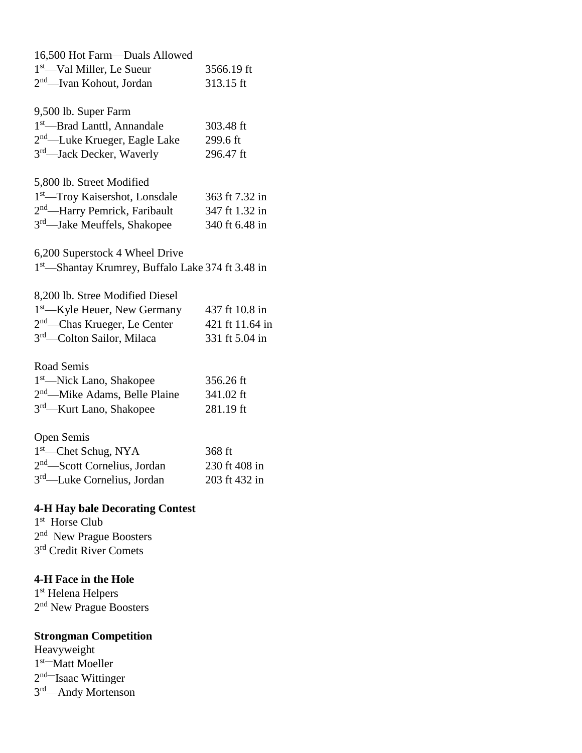16,500 Hot Farm—Duals Allowed

| | |
|---|---|
| 1st—Val Miller, Le Sueur | 3566.19 ft |
| 2nd—Ivan Kohout, Jordan | 313.15 ft |

9,500 lb. Super Farm

| | |
|---|---|
| 1st—Brad Lanttl, Annandale | 303.48 ft |
| 2nd—Luke Krueger, Eagle Lake | 299.6 ft |
| 3rd—Jack Decker, Waverly | 296.47 ft |

5,800 lb. Street Modified

| | |
|---|---|
| 1st—Troy Kaisershot, Lonsdale | 363 ft 7.32 in |
| 2nd—Harry Pemrick, Faribault | 347 ft 1.32 in |
| 3rd—Jake Meuffels, Shakopee | 340 ft 6.48 in |

6,200 Superstock 4 Wheel Drive

| | |
|---|---|
| 1st—Shantay Krumrey, Buffalo Lake | 374 ft 3.48 in |

8,200 lb. Stree Modified Diesel

| | |
|---|---|
| 1st—Kyle Heuer, New Germany | 437 ft 10.8 in |
| 2nd—Chas Krueger, Le Center | 421 ft 11.64 in |
| 3rd—Colton Sailor, Milaca | 331 ft 5.04 in |

Road Semis

| | |
|---|---|
| 1st—Nick Lano, Shakopee | 356.26 ft |
| 2nd—Mike Adams, Belle Plaine | 341.02 ft |
| 3rd—Kurt Lano, Shakopee | 281.19 ft |

Open Semis

| | |
|---|---|
| 1st—Chet Schug, NYA | 368 ft |
| 2nd—Scott Cornelius, Jordan | 230 ft 408 in |
| 3rd—Luke Cornelius, Jordan | 203 ft 432 in |

**4-H Hay bale Decorating Contest**

1st Horse Club
2nd New Prague Boosters
3rd Credit River Comets

**4-H Face in the Hole**

1st Helena Helpers
2nd New Prague Boosters

**Strongman Competition**

Heavyweight
1st—Matt Moeller
2nd—Isaac Wittinger
3rd—Andy Mortenson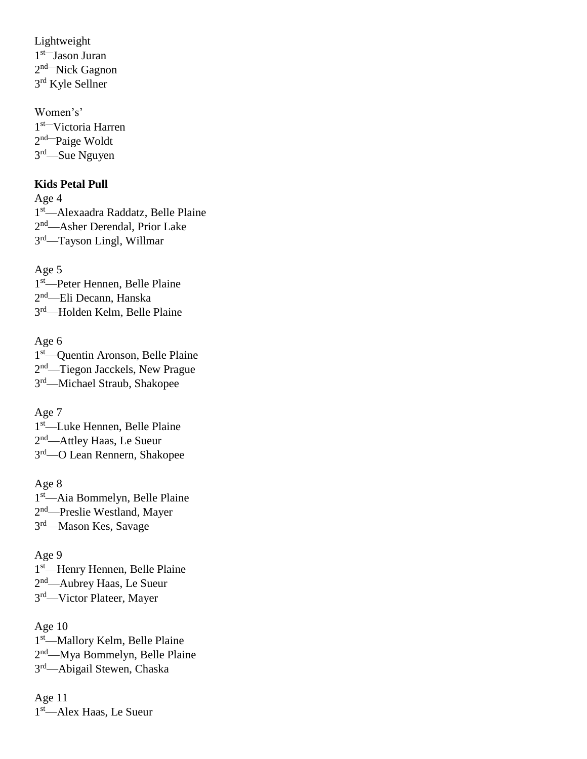Lightweight
1st—Jason Juran
2nd—Nick Gagnon
3rd Kyle Sellner

Women's'
1st—Victoria Harren
2nd—Paige Woldt
3rd—Sue Nguyen

**Kids Petal Pull**

Age 4
1st—Alexaadra Raddatz, Belle Plaine
2nd—Asher Derendal, Prior Lake
3rd—Tayson Lingl, Willmar

Age 5
1st—Peter Hennen, Belle Plaine
2nd—Eli Decann, Hanska
3rd—Holden Kelm, Belle Plaine

Age 6
1st—Quentin Aronson, Belle Plaine
2nd—Tiegon Jacckels, New Prague
3rd—Michael Straub, Shakopee

Age 7
1st—Luke Hennen, Belle Plaine
2nd—Attley Haas, Le Sueur
3rd—O Lean Rennern, Shakopee

Age 8
1st—Aia Bommelyn, Belle Plaine
2nd—Preslie Westland, Mayer
3rd—Mason Kes, Savage

Age 9
1st—Henry Hennen, Belle Plaine
2nd—Aubrey Haas, Le Sueur
3rd—Victor Plateer, Mayer

Age 10
1st—Mallory Kelm, Belle Plaine
2nd—Mya Bommelyn, Belle Plaine
3rd—Abigail Stewen, Chaska

Age 11
1st—Alex Haas, Le Sueur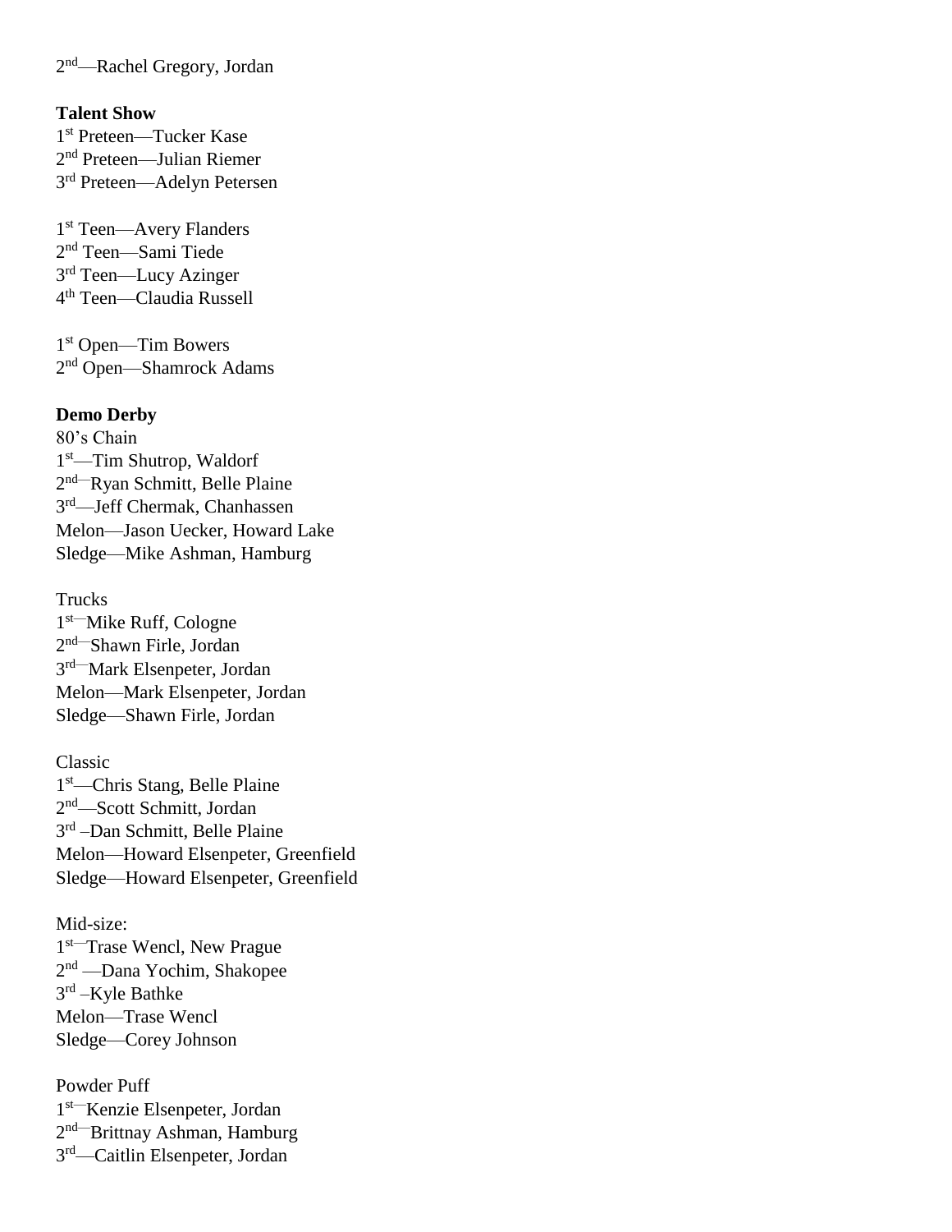2nd—Rachel Gregory, Jordan

**Talent Show**

1st Preteen—Tucker Kase
2nd Preteen—Julian Riemer
3rd Preteen—Adelyn Petersen

1st Teen—Avery Flanders
2nd Teen—Sami Tiede
3rd Teen—Lucy Azinger
4th Teen—Claudia Russell

1st Open—Tim Bowers
2nd Open—Shamrock Adams

**Demo Derby**

80's Chain
1st—Tim Shutrop, Waldorf
2nd—Ryan Schmitt, Belle Plaine
3rd—Jeff Chermak, Chanhassen
Melon—Jason Uecker, Howard Lake
Sledge—Mike Ashman, Hamburg

Trucks
1st—Mike Ruff, Cologne
2nd—Shawn Firle, Jordan
3rd—Mark Elsenpeter, Jordan
Melon—Mark Elsenpeter, Jordan
Sledge—Shawn Firle, Jordan

Classic
1st—Chris Stang, Belle Plaine
2nd—Scott Schmitt, Jordan
3rd –Dan Schmitt, Belle Plaine
Melon—Howard Elsenpeter, Greenfield
Sledge—Howard Elsenpeter, Greenfield

Mid-size:
1st—Trase Wencl, New Prague
2nd —Dana Yochim, Shakopee
3rd –Kyle Bathke
Melon—Trase Wencl
Sledge—Corey Johnson

Powder Puff
1st—Kenzie Elsenpeter, Jordan
2nd—Brittnay Ashman, Hamburg
3rd—Caitlin Elsenpeter, Jordan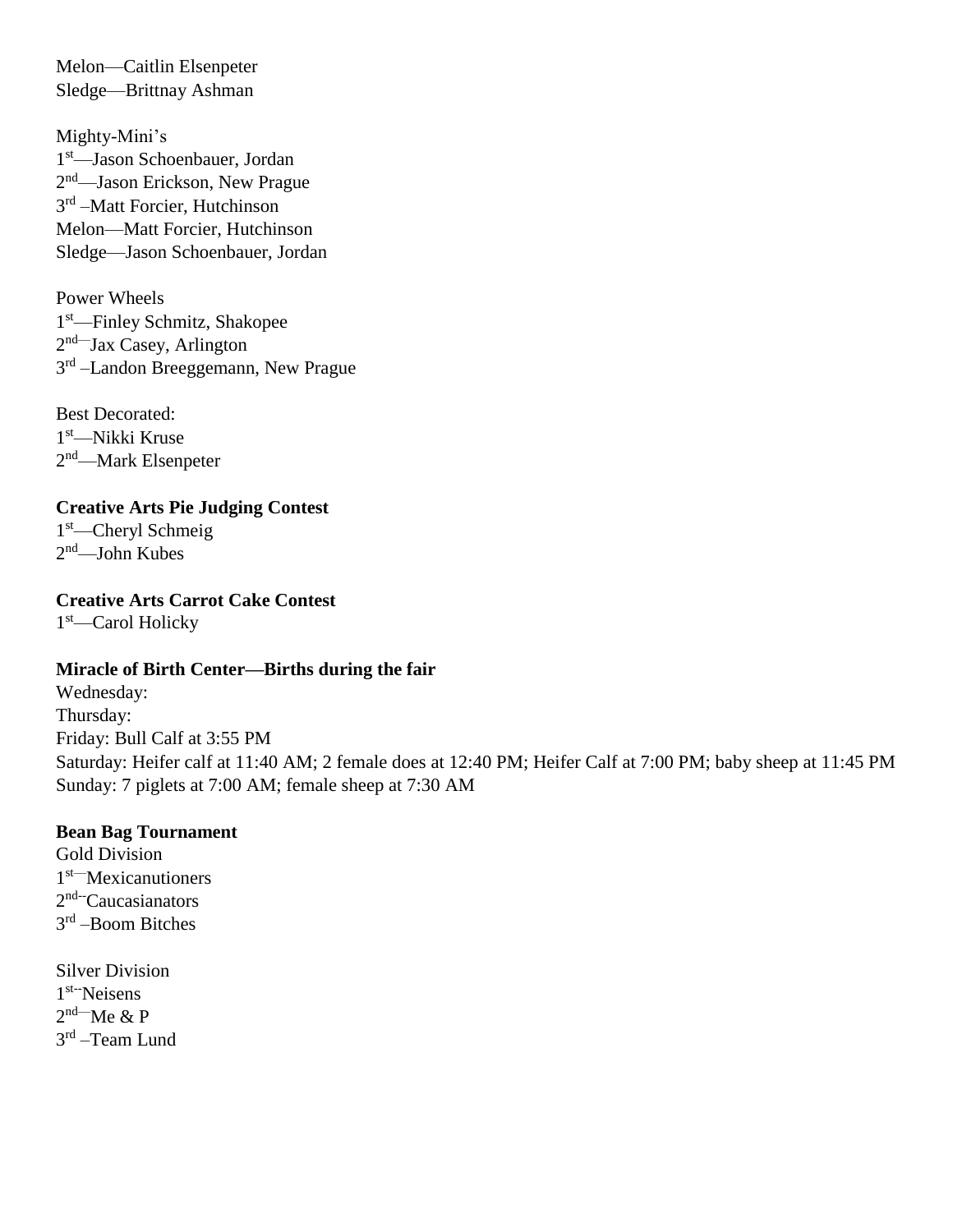Melon—Caitlin Elsenpeter
Sledge—Brittnay Ashman

Mighty-Mini's
1st—Jason Schoenbauer, Jordan
2nd—Jason Erickson, New Prague
3rd –Matt Forcier, Hutchinson
Melon—Matt Forcier, Hutchinson
Sledge—Jason Schoenbauer, Jordan

Power Wheels
1st—Finley Schmitz, Shakopee
2nd—Jax Casey, Arlington
3rd –Landon Breeggemann, New Prague

Best Decorated:
1st—Nikki Kruse
2nd—Mark Elsenpeter

**Creative Arts Pie Judging Contest**
1st—Cheryl Schmeig
2nd—John Kubes

**Creative Arts Carrot Cake Contest**
1st—Carol Holicky

**Miracle of Birth Center—Births during the fair**
Wednesday:
Thursday:
Friday: Bull Calf at 3:55 PM
Saturday: Heifer calf at 11:40 AM; 2 female does at 12:40 PM; Heifer Calf at 7:00 PM; baby sheep at 11:45 PM
Sunday: 7 piglets at 7:00 AM; female sheep at 7:30 AM

**Bean Bag Tournament**
Gold Division
1st—Mexicanutioners
2nd--Caucasianators
3rd –Boom Bitches

Silver Division
1st--Neisens
2nd—Me & P
3rd –Team Lund